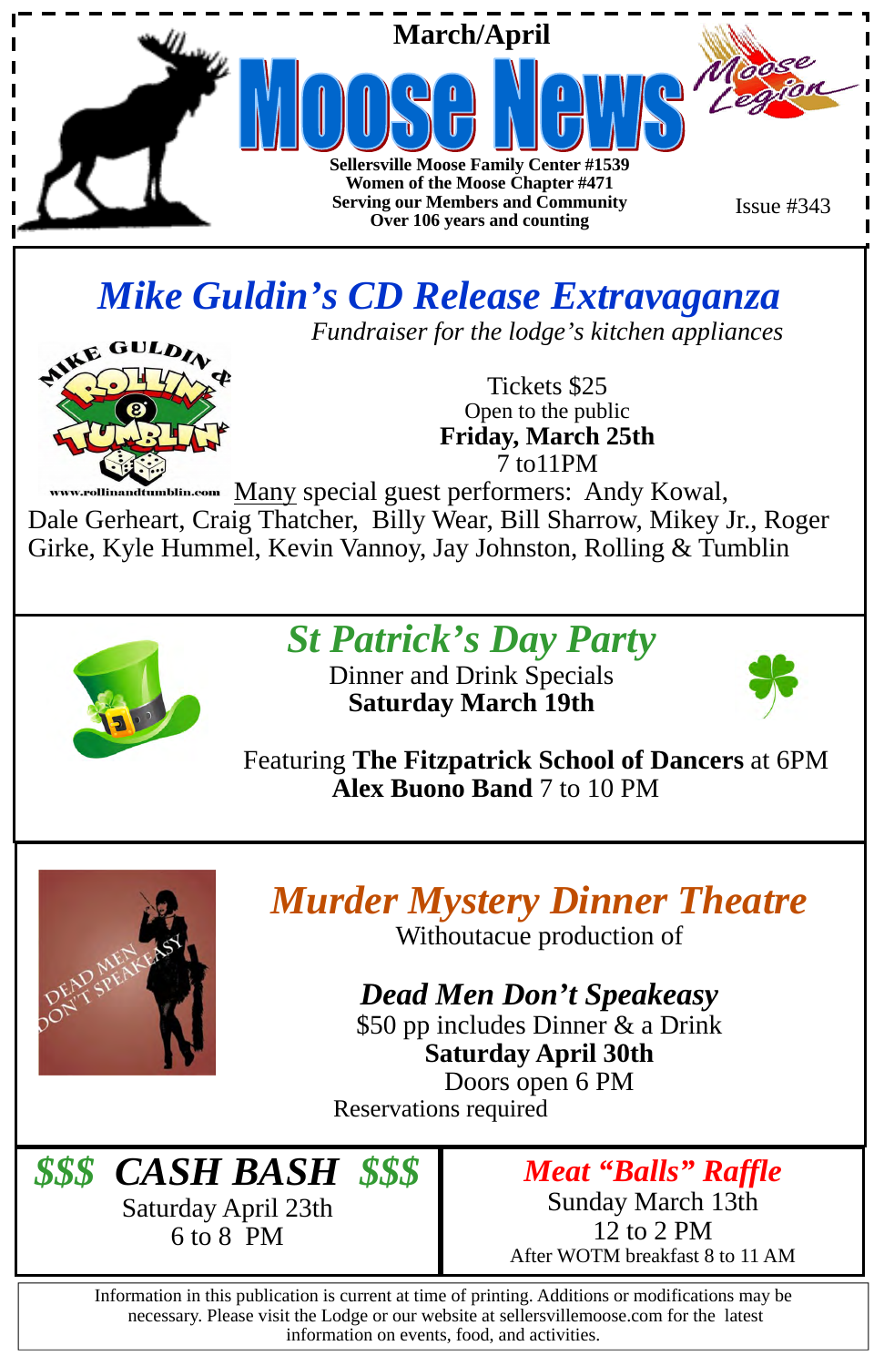March/April

# Moose News

**Sellersville Moose Family Center #1539**
**Women of the Moose Chapter #471**
**Serving our Members and Community**
**Over 106 years and counting**

Issue #343

## *Mike Guldin's CD Release Extravaganza*

*Fundraiser for the lodge's kitchen appliances*

Tickets $25
Open to the public
**Friday, March 25th**
7 to11PM

<u>Many</u> special guest performers: Andy Kowal, Dale Gerheart, Craig Thatcher, Billy Wear, Bill Sharrow, Mikey Jr., Roger Girke, Kyle Hummel, Kevin Vannoy, Jay Johnston, Rolling & Tumblin

## *St Patrick's Day Party*

Dinner and Drink Specials
**Saturday March 19th**

Featuring **The Fitzpatrick School of Dancers** at 6PM
**Alex Buono Band** 7 to 10 PM

## *Murder Mystery Dinner Theatre*

Withoutacue production of

***Dead Men Don't Speakeasy***

$50 pp includes Dinner & a Drink
**Saturday April 30th**
Doors open 6 PM
Reservations required

## *$$$ CASH BASH $$$*

Saturday April 23th
6 to 8 PM

## *Meat "Balls" Raffle*

Sunday March 13th
12 to 2 PM
After WOTM breakfast 8 to 11 AM

Information in this publication is current at time of printing. Additions or modifications may be necessary. Please visit the Lodge or our website at sellersvillemoose.com for the latest information on events, food, and activities.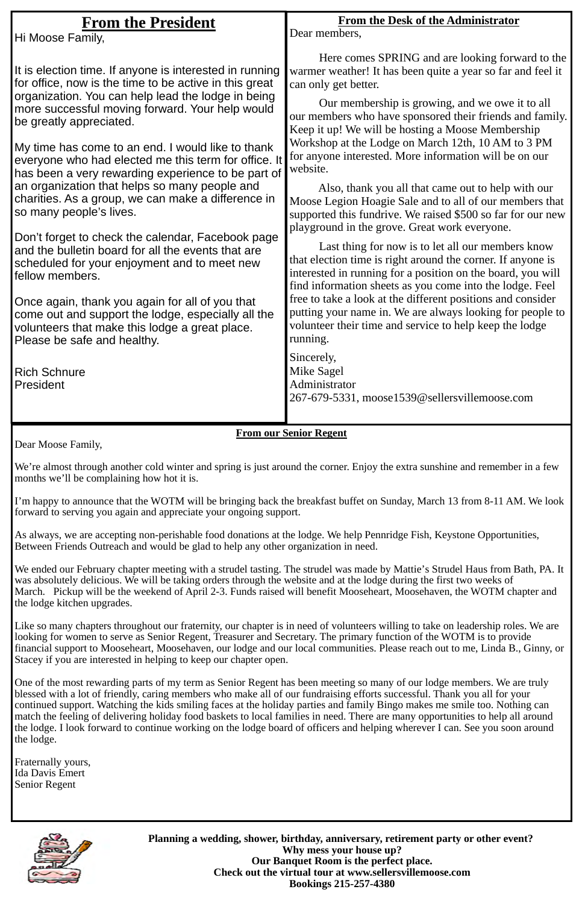## From the President

Hi Moose Family,

It is election time. If anyone is interested in running for office, now is the time to be active in this great organization. You can help lead the lodge in being more successful moving forward. Your help would be greatly appreciated.

My time has come to an end. I would like to thank everyone who had elected me this term for office. It has been a very rewarding experience to be part of an organization that helps so many people and charities. As a group, we can make a difference in so many people's lives.

Don't forget to check the calendar, Facebook page and the bulletin board for all the events that are scheduled for your enjoyment and to meet new fellow members.

Once again, thank you again for all of you that come out and support the lodge, especially all the volunteers that make this lodge a great place. Please be safe and healthy.

Rich Schnure
President

## From the Desk of the Administrator

Dear members,

Here comes SPRING and are looking forward to the warmer weather! It has been quite a year so far and feel it can only get better.

Our membership is growing, and we owe it to all our members who have sponsored their friends and family. Keep it up! We will be hosting a Moose Membership Workshop at the Lodge on March 12th, 10 AM to 3 PM for anyone interested. More information will be on our website.

Also, thank you all that came out to help with our Moose Legion Hoagie Sale and to all of our members that supported this fundrive. We raised $500 so far for our new playground in the grove. Great work everyone.

Last thing for now is to let all our members know that election time is right around the corner. If anyone is interested in running for a position on the board, you will find information sheets as you come into the lodge. Feel free to take a look at the different positions and consider putting your name in. We are always looking for people to volunteer their time and service to help keep the lodge running.

Sincerely,
Mike Sagel
Administrator
267-679-5331, moose1539@sellersvillemoose.com

## From our Senior Regent

Dear Moose Family,

We're almost through another cold winter and spring is just around the corner. Enjoy the extra sunshine and remember in a few months we'll be complaining how hot it is.

I'm happy to announce that the WOTM will be bringing back the breakfast buffet on Sunday, March 13 from 8-11 AM. We look forward to serving you again and appreciate your ongoing support.

As always, we are accepting non-perishable food donations at the lodge. We help Pennridge Fish, Keystone Opportunities, Between Friends Outreach and would be glad to help any other organization in need.

We ended our February chapter meeting with a strudel tasting. The strudel was made by Mattie's Strudel Haus from Bath, PA. It was absolutely delicious. We will be taking orders through the website and at the lodge during the first two weeks of March. Pickup will be the weekend of April 2-3. Funds raised will benefit Mooseheart, Moosehaven, the WOTM chapter and the lodge kitchen upgrades.

Like so many chapters throughout our fraternity, our chapter is in need of volunteers willing to take on leadership roles. We are looking for women to serve as Senior Regent, Treasurer and Secretary. The primary function of the WOTM is to provide financial support to Mooseheart, Moosehaven, our lodge and our local communities. Please reach out to me, Linda B., Ginny, or Stacey if you are interested in helping to keep our chapter open.

One of the most rewarding parts of my term as Senior Regent has been meeting so many of our lodge members. We are truly blessed with a lot of friendly, caring members who make all of our fundraising efforts successful. Thank you all for your continued support. Watching the kids smiling faces at the holiday parties and family Bingo makes me smile too. Nothing can match the feeling of delivering holiday food baskets to local families in need. There are many opportunities to help all around the lodge. I look forward to continue working on the lodge board of officers and helping wherever I can. See you soon around the lodge.

Fraternally yours,
Ida Davis Emert
Senior Regent

**Planning a wedding, shower, birthday, anniversary, retirement party or other event?**
**Why mess your house up?**
**Our Banquet Room is the perfect place.**
**Check out the virtual tour at www.sellersvillemoose.com**
**Bookings 215-257-4380**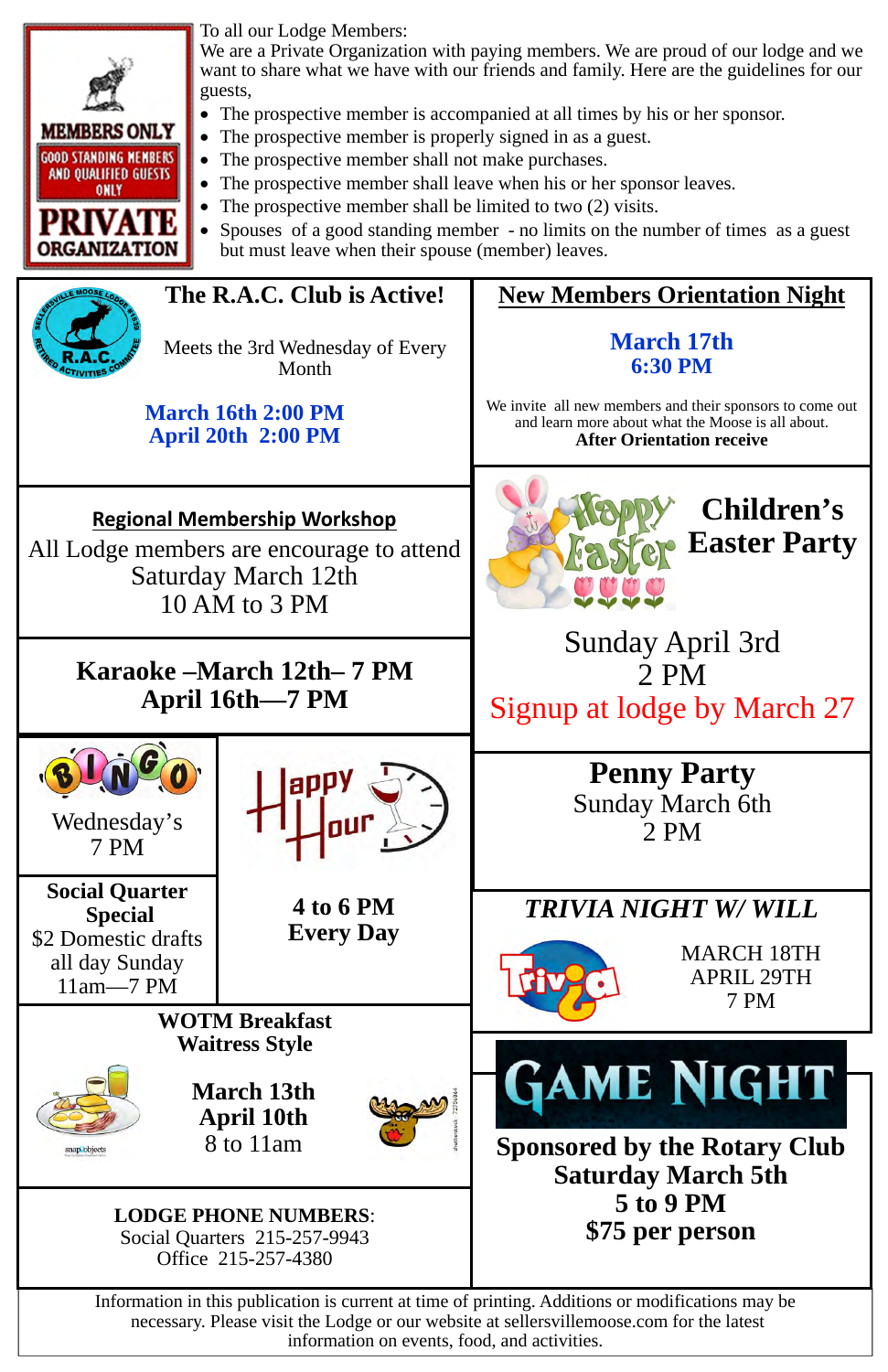MEMBERS ONLY

GOOD STANDING MEMBERS AND QUALIFIED GUESTS ONLY

PRIVATE ORGANIZATION

To all our Lodge Members:
We are a Private Organization with paying members. We are proud of our lodge and we want to share what we have with our friends and family. Here are the guidelines for our guests,

- The prospective member is accompanied at all times by his or her sponsor.
- The prospective member is properly signed in as a guest.
- The prospective member shall not make purchases.
- The prospective member shall leave when his or her sponsor leaves.
- The prospective member shall be limited to two (2) visits.
- Spouses of a good standing member - no limits on the number of times as a guest but must leave when their spouse (member) leaves.

## The R.A.C. Club is Active!

Meets the 3rd Wednesday of Every Month

**March 16th 2:00 PM**
**April 20th 2:00 PM**

## New Members Orientation Night

**March 17th**
**6:30 PM**

We invite all new members and their sponsors to come out and learn more about what the Moose is all about.
**After Orientation receive**

## Regional Membership Workshop

All Lodge members are encourage to attend
Saturday March 12th
10 AM to 3 PM

## Children's Easter Party

Happy Easter

Sunday April 3rd
2 PM
Signup at lodge by March 27

## Karaoke –March 12th– 7 PM
## April 16th—7 PM

## BINGO

Wednesday's
7 PM

## Happy Hour

**4 to 6 PM**
**Every Day**

## Social Quarter Special

$2 Domestic drafts all day Sunday
11am—7 PM

## Penny Party

Sunday March 6th
2 PM

## *TRIVIA NIGHT W/ WILL*

Trivia

MARCH 18TH
APRIL 29TH
7 PM

## WOTM Breakfast Waitress Style

**March 13th**
**April 10th**
8 to 11am

## GAME NIGHT

**Sponsored by the Rotary Club**
**Saturday March 5th**
**5 to 9 PM**
**$75 per person**

**LODGE PHONE NUMBERS**:
Social Quarters 215-257-9943
Office 215-257-4380

Information in this publication is current at time of printing. Additions or modifications may be necessary. Please visit the Lodge or our website at sellersvillemoose.com for the latest information on events, food, and activities.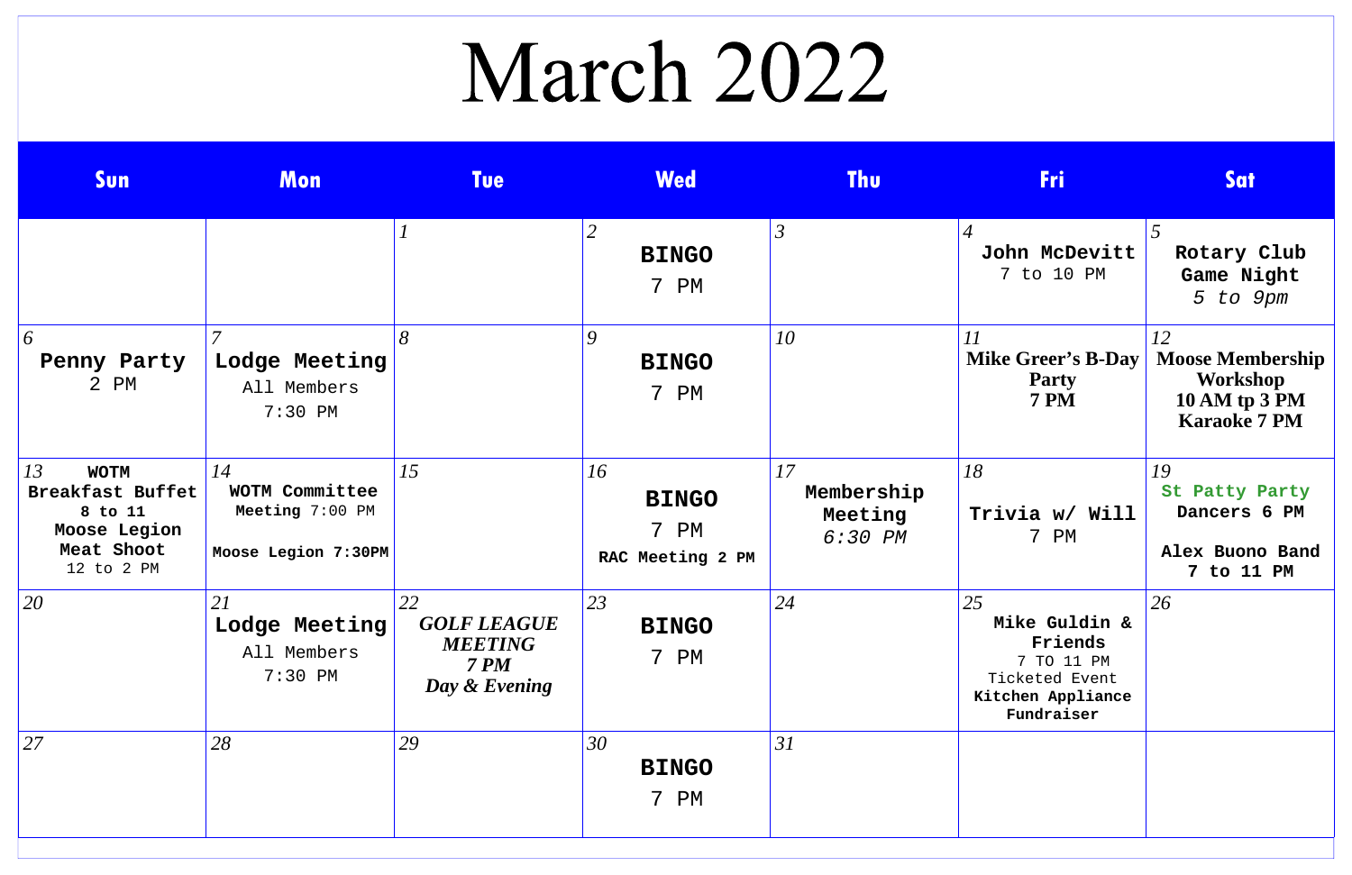# March 2022

| Sun | Mon | Tue | Wed | Thu | Fri | Sat |
|---|---|---|---|---|---|---|
| | | 1 | 2 **BINGO** 7 PM | 3 | 4 **John McDevitt** 7 to 10 PM | 5 **Rotary Club Game Night** *5 to 9pm* |
| 6 **Penny Party** 2 PM | 7 **Lodge Meeting** All Members 7:30 PM | 8 | 9 **BINGO** 7 PM | 10 | 11 **Mike Greer's B-Day Party 7 PM** | 12 **Moose Membership Workshop 10 AM tp 3 PM Karaoke 7 PM** |
| 13 **WOTM Breakfast Buffet 8 to 11 Moose Legion Meat Shoot** 12 to 2 PM | 14 **WOTM Committee Meeting** 7:00 PM **Moose Legion 7:30PM** | 15 | 16 **BINGO** 7 PM **RAC Meeting 2 PM** | 17 **Membership Meeting** *6:30 PM* | 18 **Trivia w/ Will** 7 PM | 19 **St Patty Party Dancers 6 PM Alex Buono Band 7 to 11 PM** |
| 20 | 21 **Lodge Meeting** All Members 7:30 PM | 22 ***GOLF LEAGUE MEETING 7 PM Day & Evening*** | 23 **BINGO** 7 PM | 24 | 25 **Mike Guldin & Friends** 7 TO 11 PM Ticketed Event **Kitchen Appliance Fundraiser** | 26 |
| 27 | 28 | 29 | 30 **BINGO** 7 PM | 31 | | |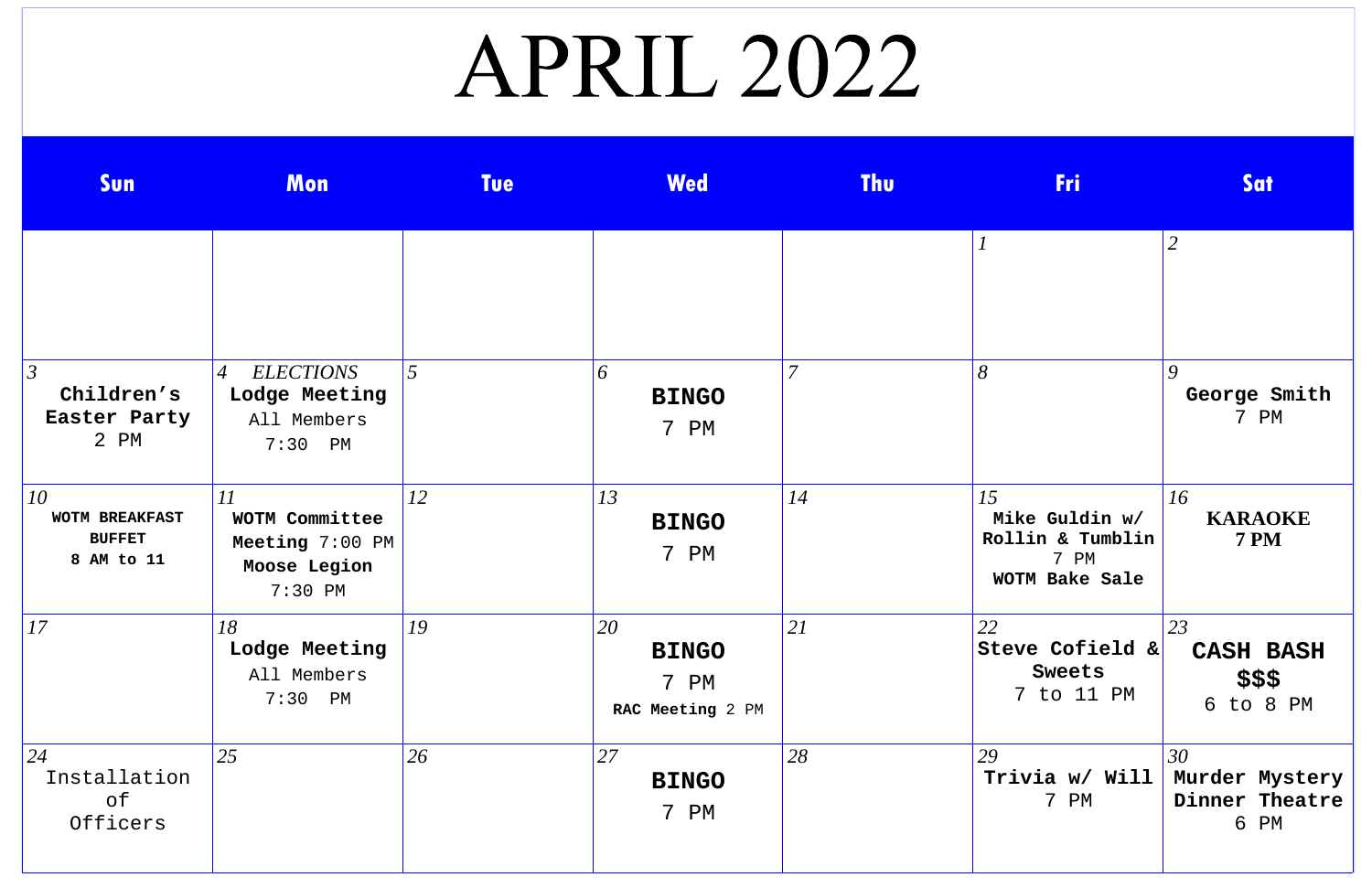# APRIL 2022

| Sun | Mon | Tue | Wed | Thu | Fri | Sat |
|---|---|---|---|---|---|---|
| | | | | | 1 | 2 |
| 3 **Children's Easter Party** 2 PM | 4 *ELECTIONS* **Lodge Meeting** All Members 7:30 PM | 5 | 6 **BINGO** 7 PM | 7 | 8 | 9 **George Smith** 7 PM |
| 10 **WOTM BREAKFAST BUFFET 8 AM to 11** | 11 **WOTM Committee Meeting** 7:00 PM **Moose Legion** 7:30 PM | 12 | 13 **BINGO** 7 PM | 14 | 15 **Mike Guldin w/ Rollin & Tumblin** 7 PM **WOTM Bake Sale** | 16 **KARAOKE 7 PM** |
| 17 | 18 **Lodge Meeting** All Members 7:30 PM | 19 | 20 **BINGO** 7 PM **RAC Meeting** 2 PM | 21 | 22 **Steve Cofield & Sweets** 7 to 11 PM | 23 **CASH BASH $$$** 6 to 8 PM |
| 24 Installation of Officers | 25 | 26 | 27 **BINGO** 7 PM | 28 | 29 **Trivia w/ Will** 7 PM | 30 **Murder Mystery Dinner Theatre** 6 PM |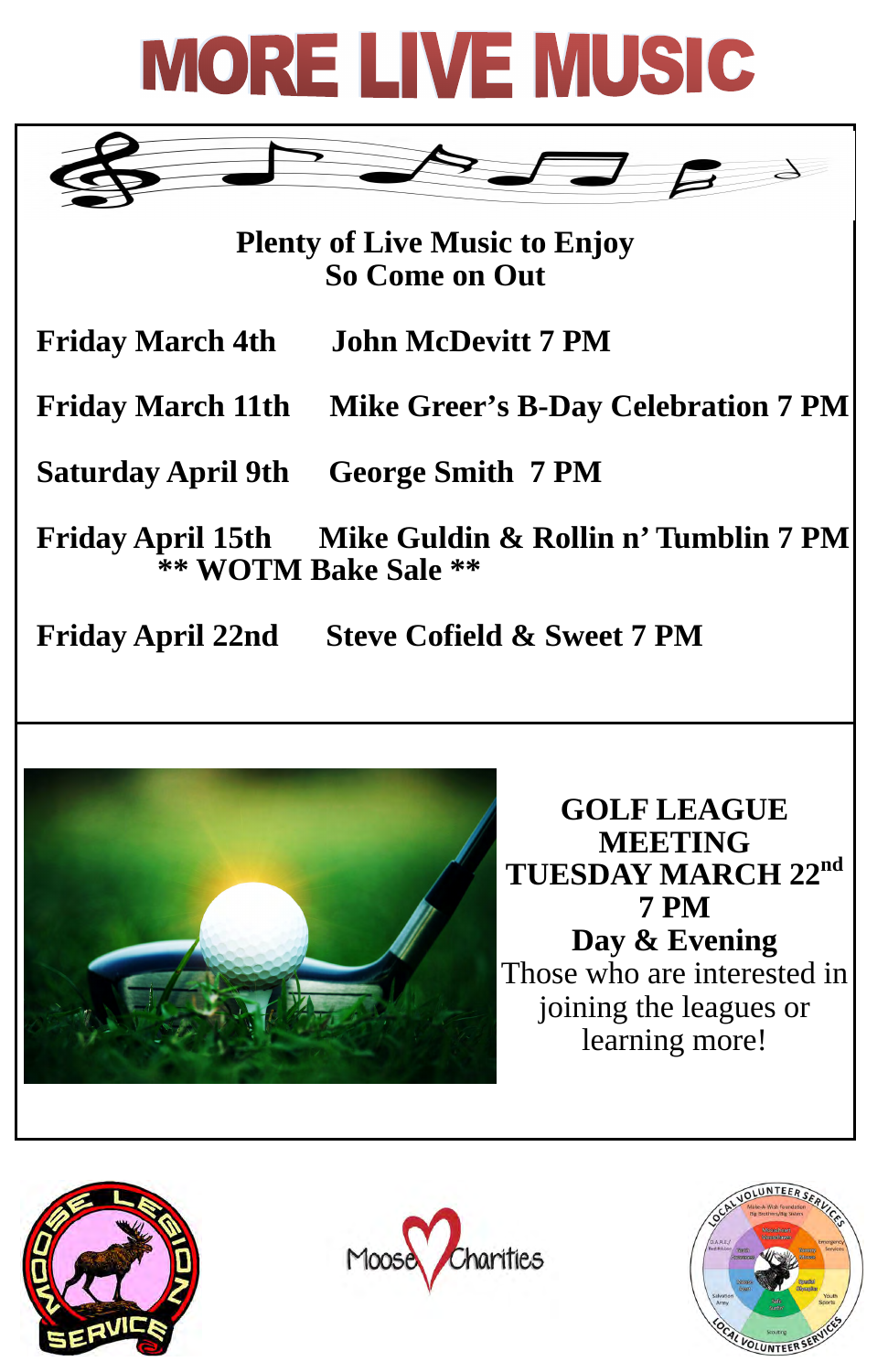# MORE LIVE MUSIC

**Plenty of Live Music to Enjoy**
**So Come on Out**

**Friday March 4th** **John McDevitt 7 PM**

**Friday March 11th** **Mike Greer's B-Day Celebration 7 PM**

**Saturday April 9th** **George Smith 7 PM**

**Friday April 15th** **Mike Guldin & Rollin n' Tumblin 7 PM**
**\** WOTM Bake Sale \****

**Friday April 22nd** **Steve Cofield & Sweet 7 PM**

**GOLF LEAGUE MEETING**
**TUESDAY MARCH 22nd**
**7 PM**
**Day & Evening**
Those who are interested in joining the leagues or learning more!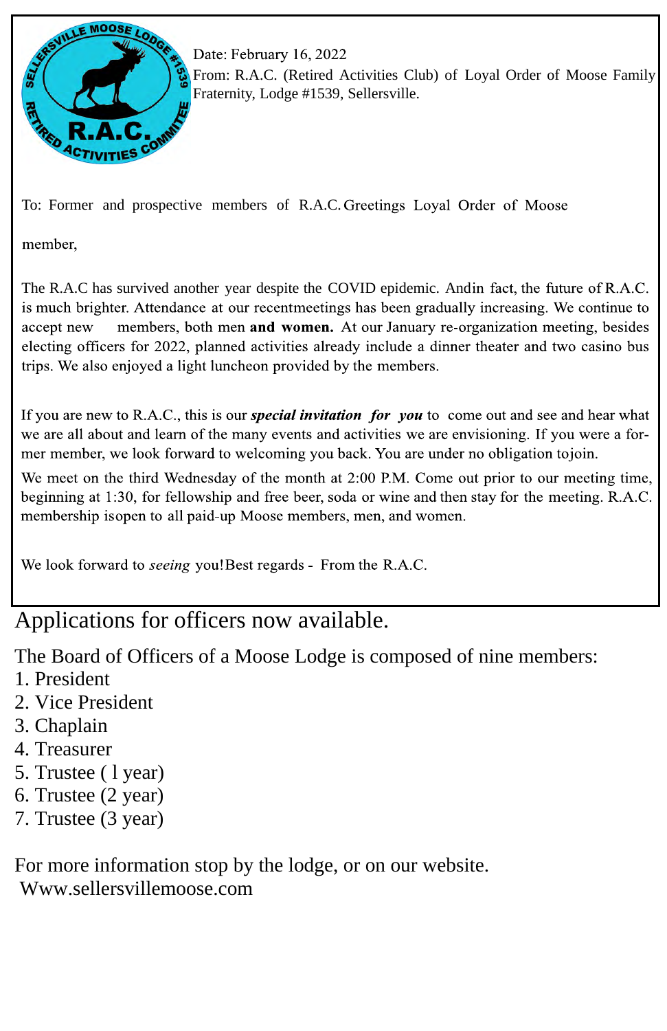Date: February 16, 2022
From: R.A.C. (Retired Activities Club) of Loyal Order of Moose Family Fraternity, Lodge #1539, Sellersville.

To: Former and prospective members of R.A.C. Greetings Loyal Order of Moose member,

The R.A.C has survived another year despite the COVID epidemic. And in fact, the future of R.A.C. is much brighter. Attendance at our recent meetings has been gradually increasing. We continue to accept new members, both men **and women.** At our January re-organization meeting, besides electing officers for 2022, planned activities already include a dinner theater and two casino bus trips. We also enjoyed a light luncheon provided by the members.

If you are new to R.A.C., this is our ***special invitation for you*** to come out and see and hear what we are all about and learn of the many events and activities we are envisioning. If you were a former member, we look forward to welcoming you back. You are under no obligation to join.

We meet on the third Wednesday of the month at 2:00 P.M. Come out prior to our meeting time, beginning at 1:30, for fellowship and free beer, soda or wine and then stay for the meeting. R.A.C. membership is open to all paid-up Moose members, men, and women.

We look forward to *seeing* you! Best regards - From the R.A.C.

Applications for officers now available.

The Board of Officers of a Moose Lodge is composed of nine members:

1. President
2. Vice President
3. Chaplain
4. Treasurer
5. Trustee ( 1 year)
6. Trustee (2 year)
7. Trustee (3 year)

For more information stop by the lodge, or on our website.
Www.sellersvillemoose.com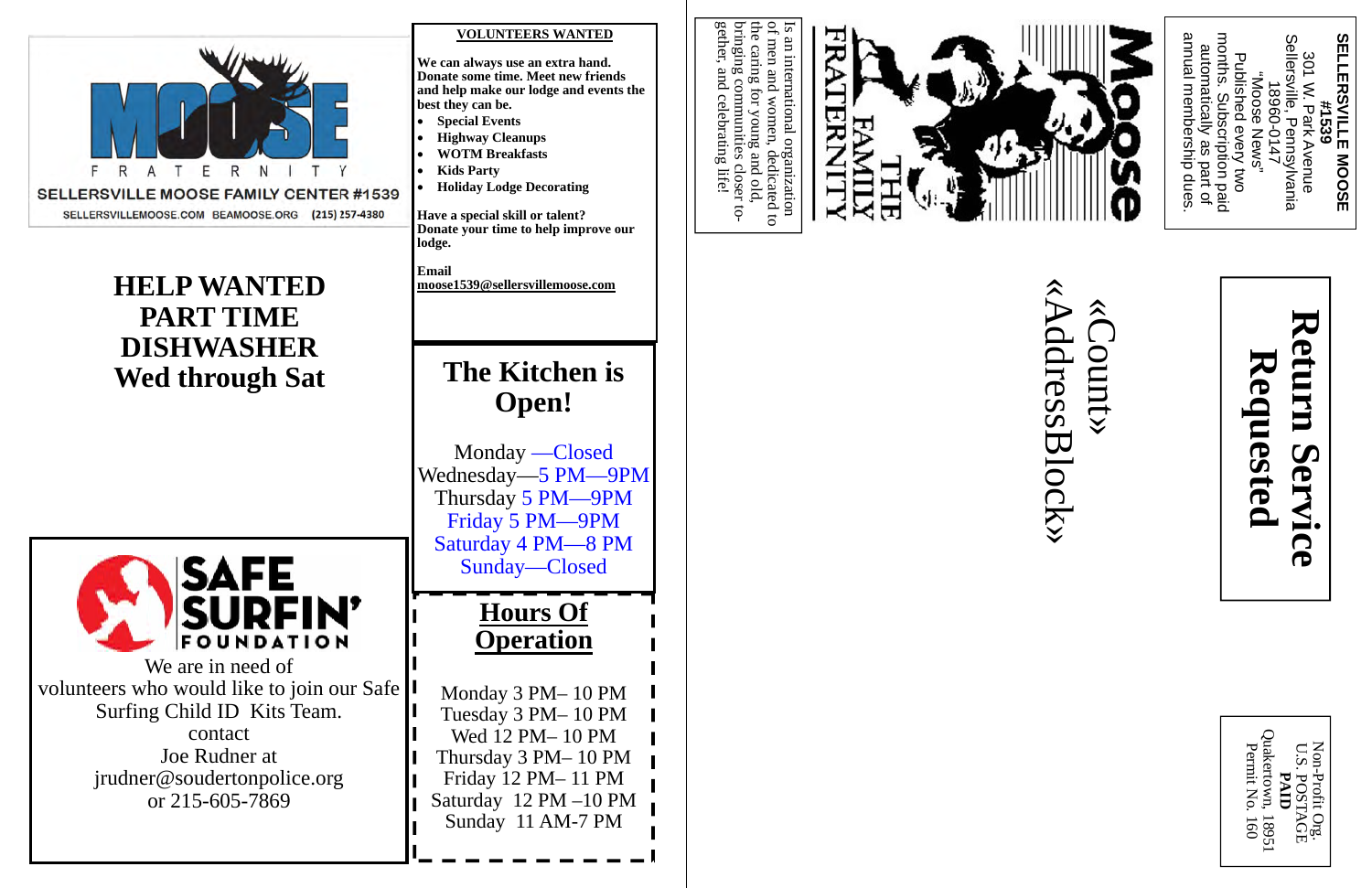MOOSE FRATERNITY

SELLERSVILLE MOOSE FAMILY CENTER #1539

SELLERSVILLEMOOSE.COM BEAMOOSE.ORG (215) 257-4380

# HELP WANTED
# PART TIME
# DISHWASHER
# Wed through Sat

SAFE SURFIN' FOUNDATION

We are in need of volunteers who would like to join our Safe Surfing Child ID Kits Team.
contact
Joe Rudner at
jrudner@soudertonpolice.org
or 215-605-7869

**VOLUNTEERS WANTED**

**We can always use an extra hand. Donate some time. Meet new friends and help make our lodge and events the best they can be.**

- **Special Events**
- **Highway Cleanups**
- **WOTM Breakfasts**
- **Kids Party**
- **Holiday Lodge Decorating**

**Have a special skill or talent? Donate your time to help improve our lodge.**

**Email**
**moose1539@sellersvillemoose.com**

## The Kitchen is Open!

Monday —Closed
Wednesday—5 PM—9PM
Thursday 5 PM—9PM
Friday 5 PM—9PM
Saturday 4 PM—8 PM
Sunday—Closed

## Hours Of Operation

Monday 3 PM– 10 PM
Tuesday 3 PM– 10 PM
Wed 12 PM– 10 PM
Thursday 3 PM– 10 PM
Friday 12 PM– 11 PM
Saturday 12 PM –10 PM
Sunday 11 AM-7 PM

Moose THE FAMILY FRATERNITY

Is an international organization of men and women, dedicated to the caring for young and old, bringing communities closer together, and celebrating life!

**SELLERSVILLE MOOSE #1539**
301 W. Park Avenue
Sellersville, Pennsylvania
18960-0147
"Moose News"
Published every two months. Subscription paid automatically as part of annual membership dues.

**Return Service Requested**

«Count»
«AddressBlock»

Non-Profit Org.
U.S. POSTAGE
**PAID**
Quakertown, 18951
Permit No. 160